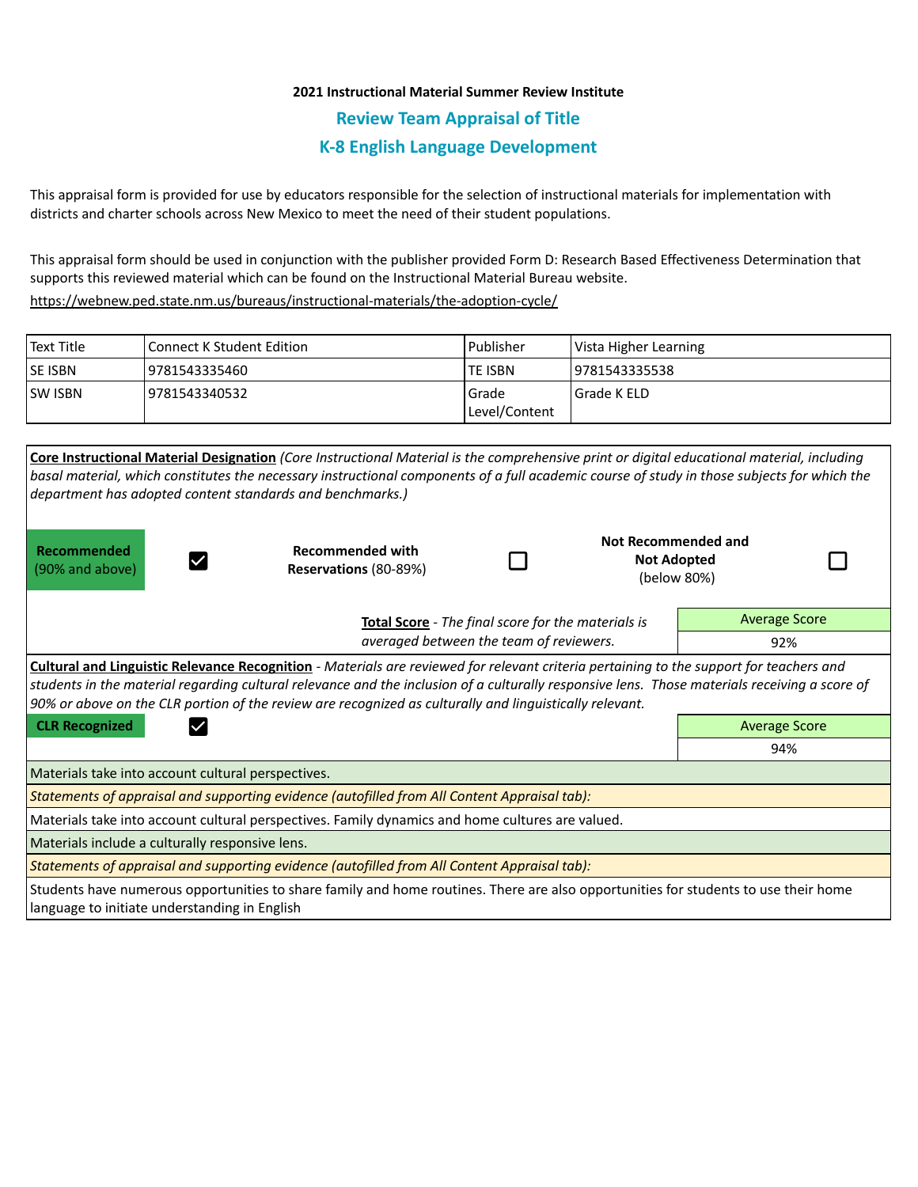**2021 Instructional Material Summer Review Institute**

## Review Team Appraisal of Title

## K-8 English Language Development

This appraisal form is provided for use by educators responsible for the selection of instructional materials for implementation with districts and charter schools across New Mexico to meet the need of their student populations.

This appraisal form should be used in conjunction with the publisher provided Form D: Research Based Effectiveness Determination that supports this reviewed material which can be found on the Instructional Material Bureau website.

https://webnew.ped.state.nm.us/bureaus/instructional-materials/the-adoption-cycle/

| Text Title | Connect K Student Edition | Publisher | Vista Higher Learning |
|---|---|---|---|
| SE ISBN | 9781543335460 | TE ISBN | 9781543335538 |
| SW ISBN | 9781543340532 | Grade Level/Content | Grade K ELD |

**Core Instructional Material Designation** *(Core Instructional Material is the comprehensive print or digital educational material, including basal material, which constitutes the necessary instructional components of a full academic course of study in those subjects for which the department has adopted content standards and benchmarks.)*

| **Recommended** (90% and above) | ☑ | **Recommended with Reservations** (80-89%) | ☐ | **Not Recommended and Not Adopted** (below 80%) | ☐ |
|---|---|---|---|---|---|

**Total Score** - *The final score for the materials is averaged between the team of reviewers.*

| Average Score |
|---|
| 92% |

**Cultural and Linguistic Relevance Recognition** - *Materials are reviewed for relevant criteria pertaining to the support for teachers and students in the material regarding cultural relevance and the inclusion of a culturally responsive lens. Those materials receiving a score of 90% or above on the CLR portion of the review are recognized as culturally and linguistically relevant.*

| **CLR Recognized** | ☑ | Average Score |
|---|---|---|
| | | 94% |

Materials take into account cultural perspectives.

*Statements of appraisal and supporting evidence (autofilled from All Content Appraisal tab):*

Materials take into account cultural perspectives. Family dynamics and home cultures are valued.

Materials include a culturally responsive lens.

*Statements of appraisal and supporting evidence (autofilled from All Content Appraisal tab):*

Students have numerous opportunities to share family and home routines. There are also opportunities for students to use their home language to initiate understanding in English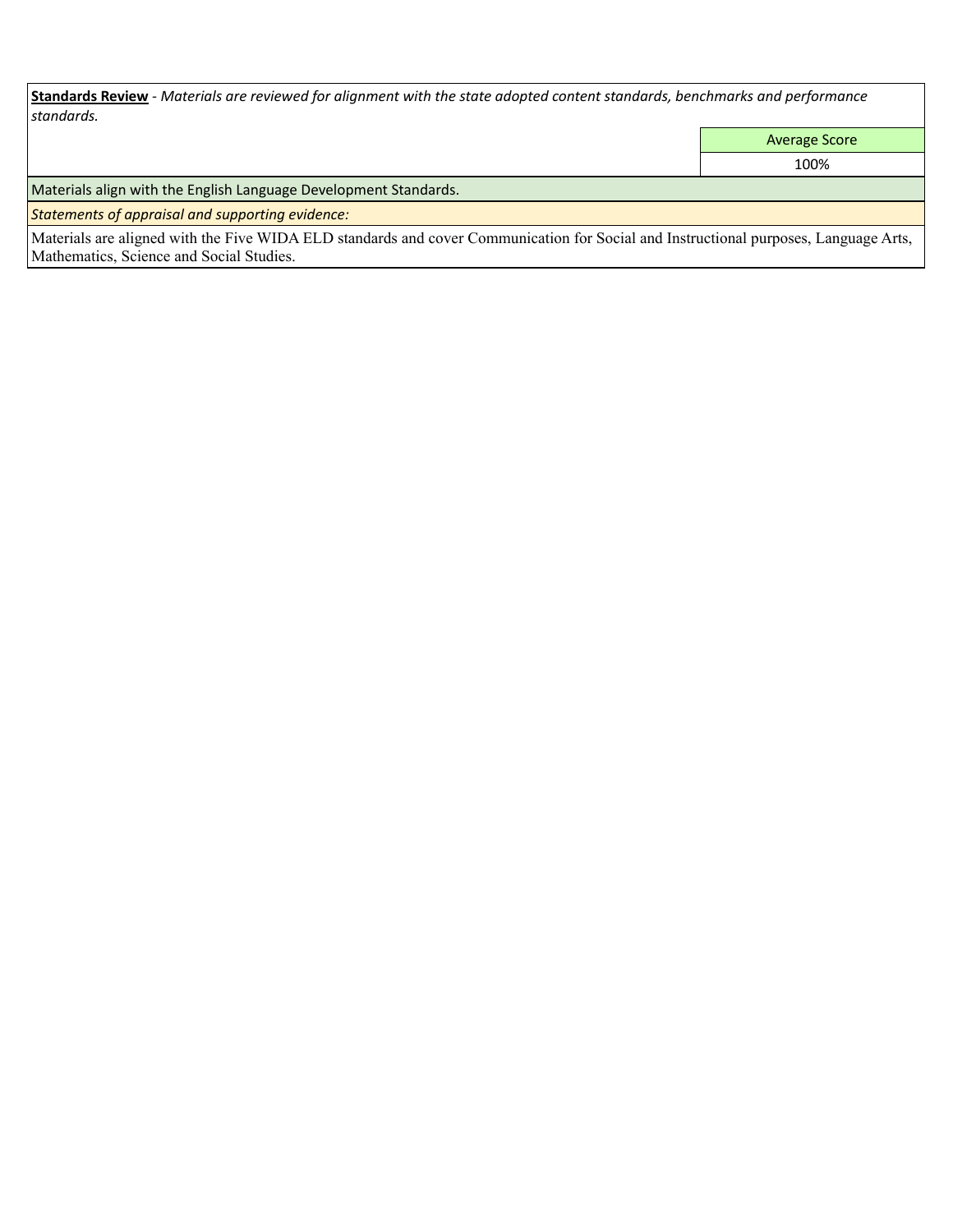**Standards Review** - *Materials are reviewed for alignment with the state adopted content standards, benchmarks and performance standards.*

| | Average Score |
|---|---|
| | 100% |

Materials align with the English Language Development Standards.

*Statements of appraisal and supporting evidence:*

Materials are aligned with the Five WIDA ELD standards and cover Communication for Social and Instructional purposes, Language Arts, Mathematics, Science and Social Studies.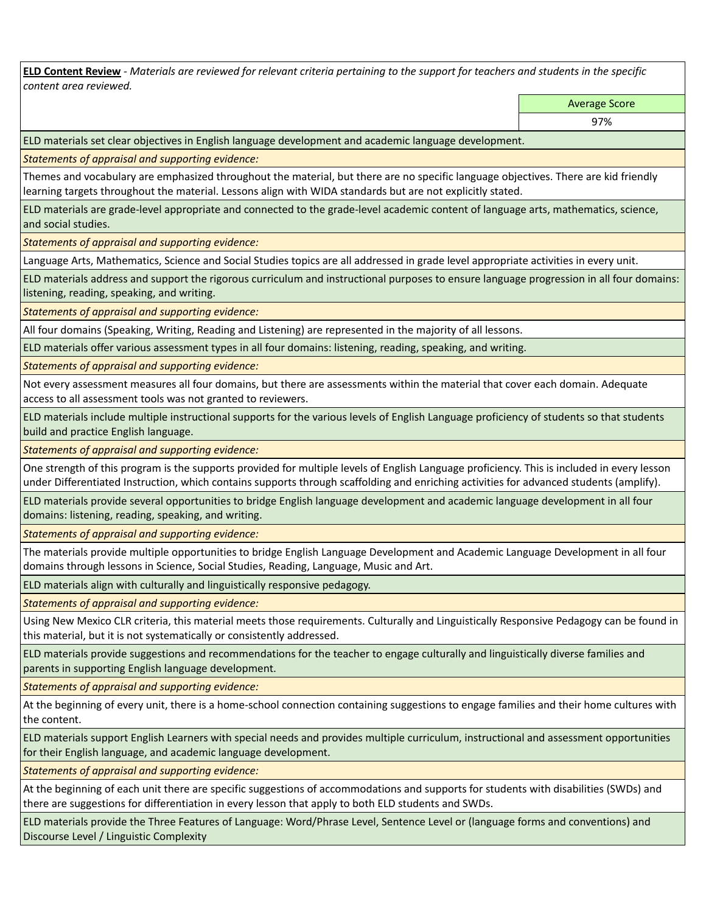**ELD Content Review** - *Materials are reviewed for relevant criteria pertaining to the support for teachers and students in the specific content area reviewed.*

| Average Score |
| --- |
| 97% |

ELD materials set clear objectives in English language development and academic language development.

*Statements of appraisal and supporting evidence:*

Themes and vocabulary are emphasized throughout the material, but there are no specific language objectives. There are kid friendly learning targets throughout the material. Lessons align with WIDA standards but are not explicitly stated.

ELD materials are grade-level appropriate and connected to the grade-level academic content of language arts, mathematics, science, and social studies.

*Statements of appraisal and supporting evidence:*

Language Arts, Mathematics, Science and Social Studies topics are all addressed in grade level appropriate activities in every unit.

ELD materials address and support the rigorous curriculum and instructional purposes to ensure language progression in all four domains: listening, reading, speaking, and writing.

*Statements of appraisal and supporting evidence:*

All four domains (Speaking, Writing, Reading and Listening) are represented in the majority of all lessons.

ELD materials offer various assessment types in all four domains: listening, reading, speaking, and writing.

*Statements of appraisal and supporting evidence:*

Not every assessment measures all four domains, but there are assessments within the material that cover each domain. Adequate access to all assessment tools was not granted to reviewers.

ELD materials include multiple instructional supports for the various levels of English Language proficiency of students so that students build and practice English language.

*Statements of appraisal and supporting evidence:*

One strength of this program is the supports provided for multiple levels of English Language proficiency. This is included in every lesson under Differentiated Instruction, which contains supports through scaffolding and enriching activities for advanced students (amplify).

ELD materials provide several opportunities to bridge English language development and academic language development in all four domains: listening, reading, speaking, and writing.

*Statements of appraisal and supporting evidence:*

The materials provide multiple opportunities to bridge English Language Development and Academic Language Development in all four domains through lessons in Science, Social Studies, Reading, Language, Music and Art.

ELD materials align with culturally and linguistically responsive pedagogy.

*Statements of appraisal and supporting evidence:*

Using New Mexico CLR criteria, this material meets those requirements. Culturally and Linguistically Responsive Pedagogy can be found in this material, but it is not systematically or consistently addressed.

ELD materials provide suggestions and recommendations for the teacher to engage culturally and linguistically diverse families and parents in supporting English language development.

*Statements of appraisal and supporting evidence:*

At the beginning of every unit, there is a home-school connection containing suggestions to engage families and their home cultures with the content.

ELD materials support English Learners with special needs and provides multiple curriculum, instructional and assessment opportunities for their English language, and academic language development.

*Statements of appraisal and supporting evidence:*

At the beginning of each unit there are specific suggestions of accommodations and supports for students with disabilities (SWDs) and there are suggestions for differentiation in every lesson that apply to both ELD students and SWDs.

ELD materials provide the Three Features of Language: Word/Phrase Level, Sentence Level or (language forms and conventions) and Discourse Level / Linguistic Complexity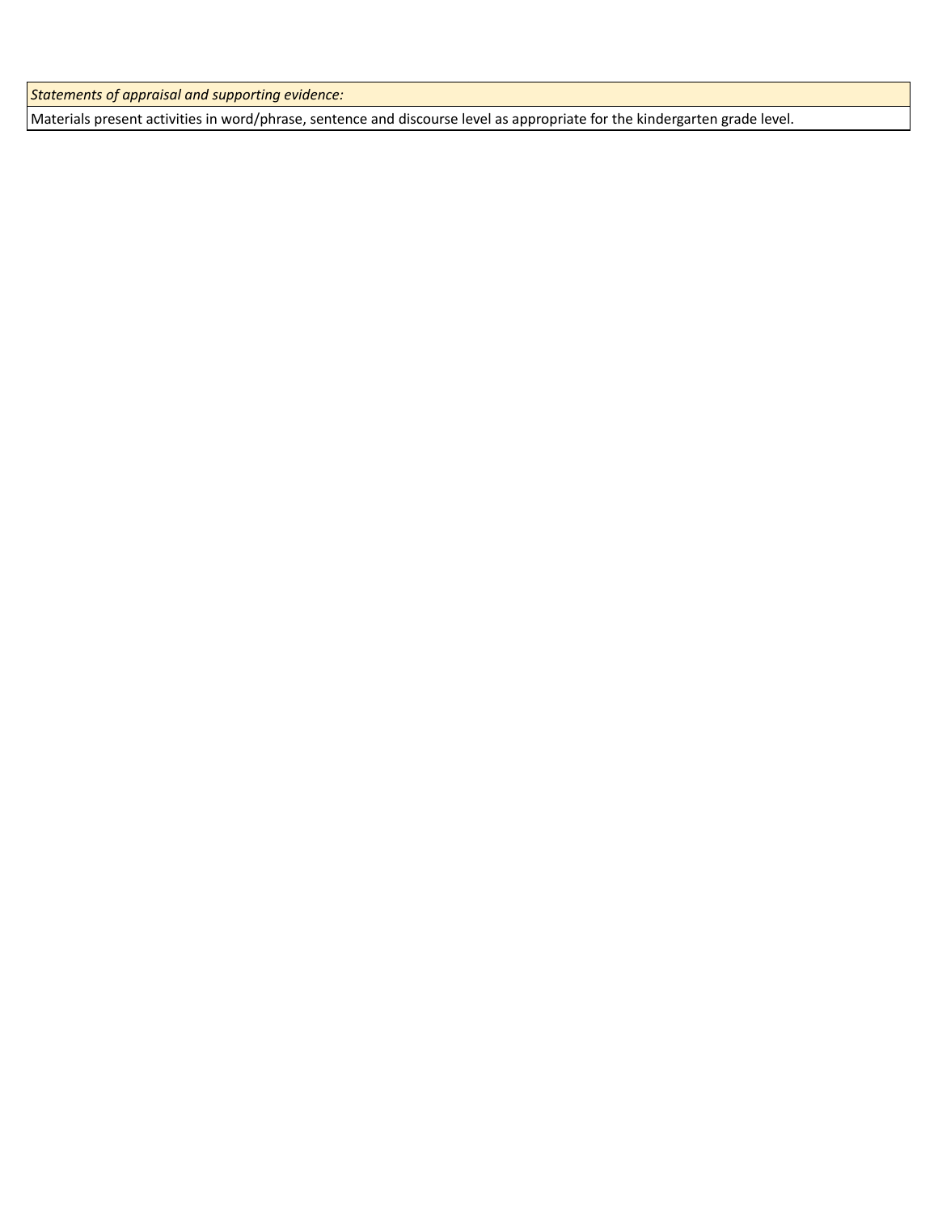| *Statements of appraisal and supporting evidence:* |
| --- |
| Materials present activities in word/phrase, sentence and discourse level as appropriate for the kindergarten grade level. |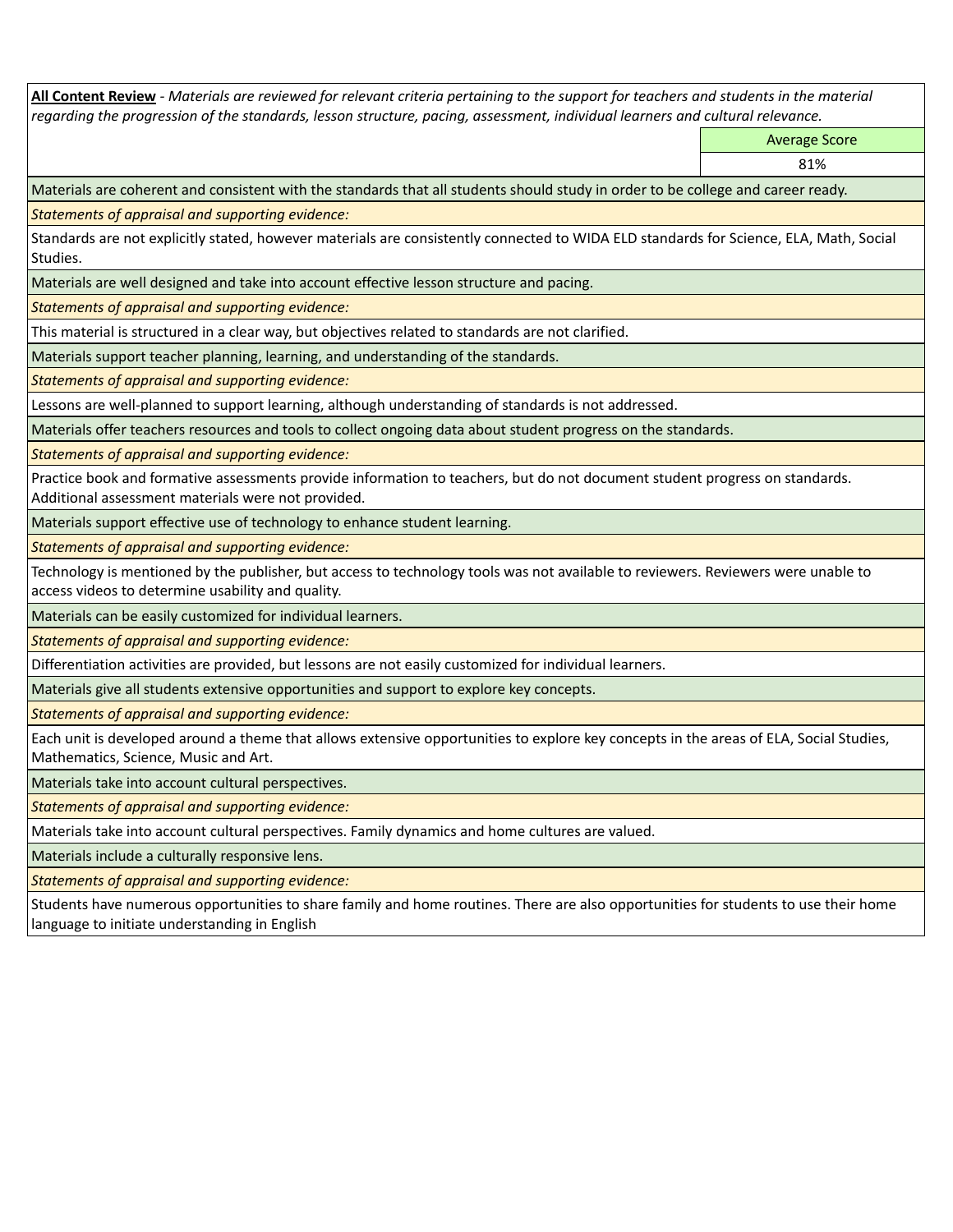**All Content Review** - *Materials are reviewed for relevant criteria pertaining to the support for teachers and students in the material regarding the progression of the standards, lesson structure, pacing, assessment, individual learners and cultural relevance.*

| Average Score |
|---|
| 81% |

Materials are coherent and consistent with the standards that all students should study in order to be college and career ready.

*Statements of appraisal and supporting evidence:*

Standards are not explicitly stated, however materials are consistently connected to WIDA ELD standards for Science, ELA, Math, Social Studies.

Materials are well designed and take into account effective lesson structure and pacing.

*Statements of appraisal and supporting evidence:*

This material is structured in a clear way, but objectives related to standards are not clarified.

Materials support teacher planning, learning, and understanding of the standards.

*Statements of appraisal and supporting evidence:*

Lessons are well-planned to support learning, although understanding of standards is not addressed.

Materials offer teachers resources and tools to collect ongoing data about student progress on the standards.

*Statements of appraisal and supporting evidence:*

Practice book and formative assessments provide information to teachers, but do not document student progress on standards. Additional assessment materials were not provided.

Materials support effective use of technology to enhance student learning.

*Statements of appraisal and supporting evidence:*

Technology is mentioned by the publisher, but access to technology tools was not available to reviewers. Reviewers were unable to access videos to determine usability and quality.

Materials can be easily customized for individual learners.

*Statements of appraisal and supporting evidence:*

Differentiation activities are provided, but lessons are not easily customized for individual learners.

Materials give all students extensive opportunities and support to explore key concepts.

*Statements of appraisal and supporting evidence:*

Each unit is developed around a theme that allows extensive opportunities to explore key concepts in the areas of ELA, Social Studies, Mathematics, Science, Music and Art.

Materials take into account cultural perspectives.

*Statements of appraisal and supporting evidence:*

Materials take into account cultural perspectives. Family dynamics and home cultures are valued.

Materials include a culturally responsive lens.

*Statements of appraisal and supporting evidence:*

Students have numerous opportunities to share family and home routines. There are also opportunities for students to use their home language to initiate understanding in English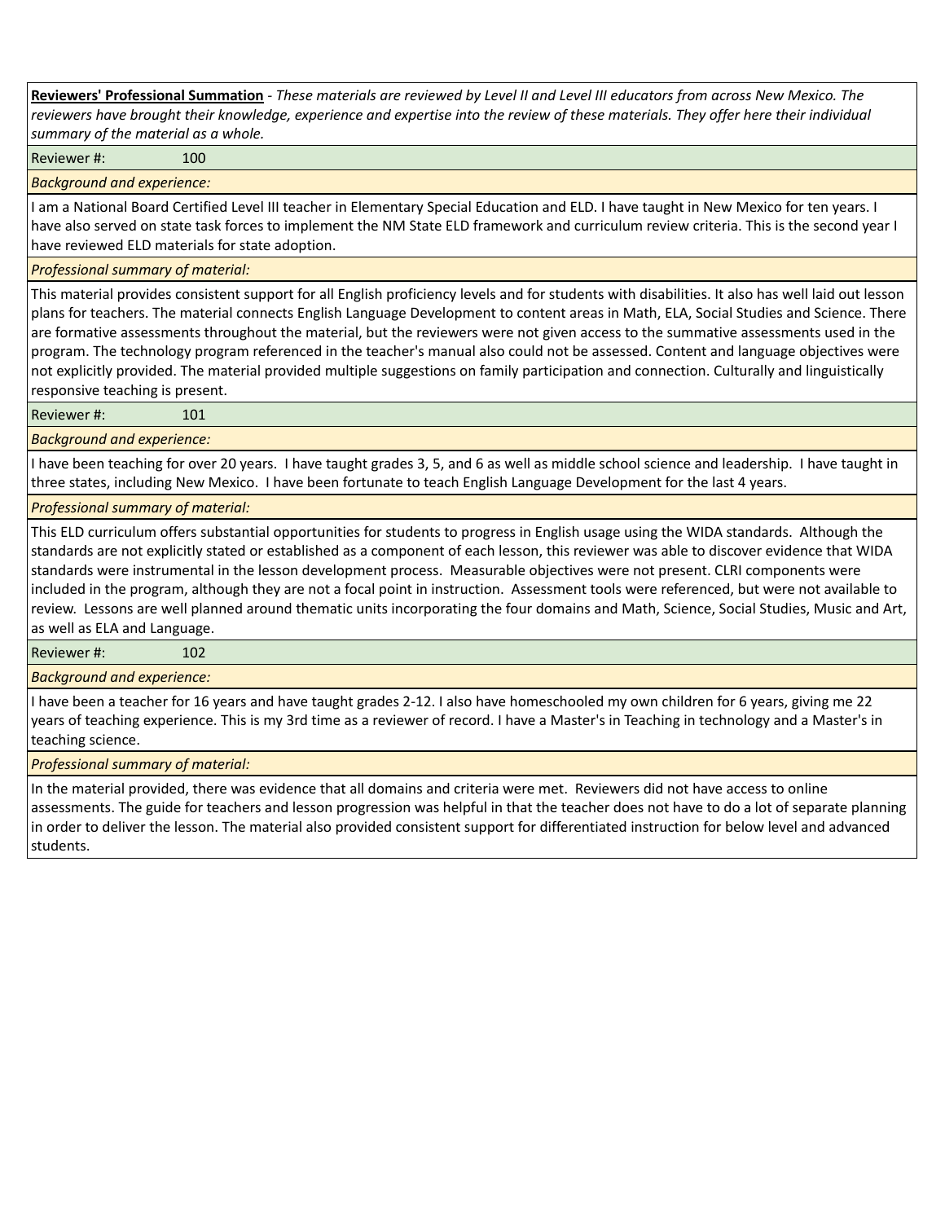**Reviewers' Professional Summation** - *These materials are reviewed by Level II and Level III educators from across New Mexico. The reviewers have brought their knowledge, experience and expertise into the review of these materials. They offer here their individual summary of the material as a whole.*

Reviewer #: 100

*Background and experience:*

I am a National Board Certified Level III teacher in Elementary Special Education and ELD. I have taught in New Mexico for ten years. I have also served on state task forces to implement the NM State ELD framework and curriculum review criteria. This is the second year I have reviewed ELD materials for state adoption.

*Professional summary of material:*

This material provides consistent support for all English proficiency levels and for students with disabilities. It also has well laid out lesson plans for teachers. The material connects English Language Development to content areas in Math, ELA, Social Studies and Science. There are formative assessments throughout the material, but the reviewers were not given access to the summative assessments used in the program. The technology program referenced in the teacher's manual also could not be assessed. Content and language objectives were not explicitly provided. The material provided multiple suggestions on family participation and connection. Culturally and linguistically responsive teaching is present.

Reviewer #: 101

*Background and experience:*

I have been teaching for over 20 years. I have taught grades 3, 5, and 6 as well as middle school science and leadership. I have taught in three states, including New Mexico. I have been fortunate to teach English Language Development for the last 4 years.

*Professional summary of material:*

This ELD curriculum offers substantial opportunities for students to progress in English usage using the WIDA standards. Although the standards are not explicitly stated or established as a component of each lesson, this reviewer was able to discover evidence that WIDA standards were instrumental in the lesson development process. Measurable objectives were not present. CLRI components were included in the program, although they are not a focal point in instruction. Assessment tools were referenced, but were not available to review. Lessons are well planned around thematic units incorporating the four domains and Math, Science, Social Studies, Music and Art, as well as ELA and Language.

Reviewer #: 102

*Background and experience:*

I have been a teacher for 16 years and have taught grades 2-12. I also have homeschooled my own children for 6 years, giving me 22 years of teaching experience. This is my 3rd time as a reviewer of record. I have a Master's in Teaching in technology and a Master's in teaching science.

*Professional summary of material:*

In the material provided, there was evidence that all domains and criteria were met. Reviewers did not have access to online assessments. The guide for teachers and lesson progression was helpful in that the teacher does not have to do a lot of separate planning in order to deliver the lesson. The material also provided consistent support for differentiated instruction for below level and advanced students.